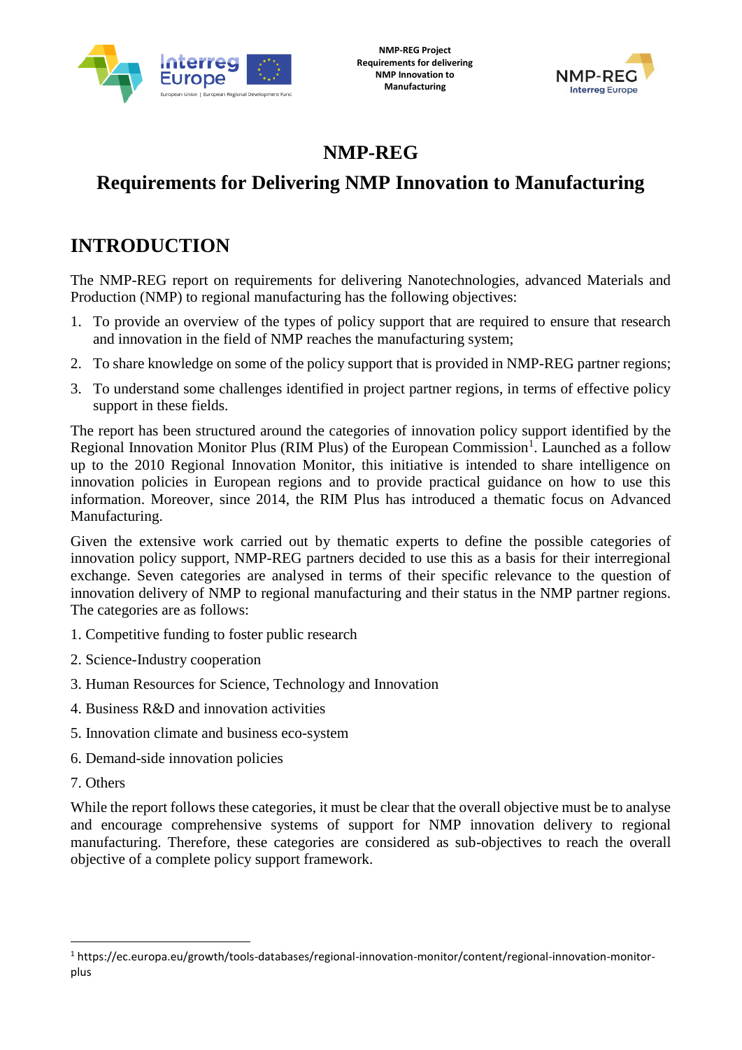# NMP-REG

## Requirements for Delivering NMP Innovation to Manufacturing

## INTRODUCTION

The NMP-REG report on requirements for delivering Nanotechnologies, advanced Materials and Production (NMP) to regional manufacturing has the following objectives:

1. To provide an overview of the types of policy support that are required to ensure that research and innovation in the field of NMP reaches the manufacturing system;
2. To share knowledge on some of the policy support that is provided in NMP-REG partner regions;
3. To understand some challenges identified in project partner regions, in terms of effective policy support in these fields.

The report has been structured around the categories of innovation policy support identified by the Regional Innovation Monitor Plus (RIM Plus) of the European Commission[1]. Launched as a follow up to the 2010 Regional Innovation Monitor, this initiative is intended to share intelligence on innovation policies in European regions and to provide practical guidance on how to use this information. Moreover, since 2014, the RIM Plus has introduced a thematic focus on Advanced Manufacturing.

Given the extensive work carried out by thematic experts to define the possible categories of innovation policy support, NMP-REG partners decided to use this as a basis for their interregional exchange. Seven categories are analysed in terms of their specific relevance to the question of innovation delivery of NMP to regional manufacturing and their status in the NMP partner regions. The categories are as follows:

1. Competitive funding to foster public research
2. Science-Industry cooperation
3. Human Resources for Science, Technology and Innovation
4. Business R&D and innovation activities
5. Innovation climate and business eco-system
6. Demand-side innovation policies
7. Others

While the report follows these categories, it must be clear that the overall objective must be to analyse and encourage comprehensive systems of support for NMP innovation delivery to regional manufacturing. Therefore, these categories are considered as sub-objectives to reach the overall objective of a complete policy support framework.

---

[1] https://ec.europa.eu/growth/tools-databases/regional-innovation-monitor/content/regional-innovation-monitor-plus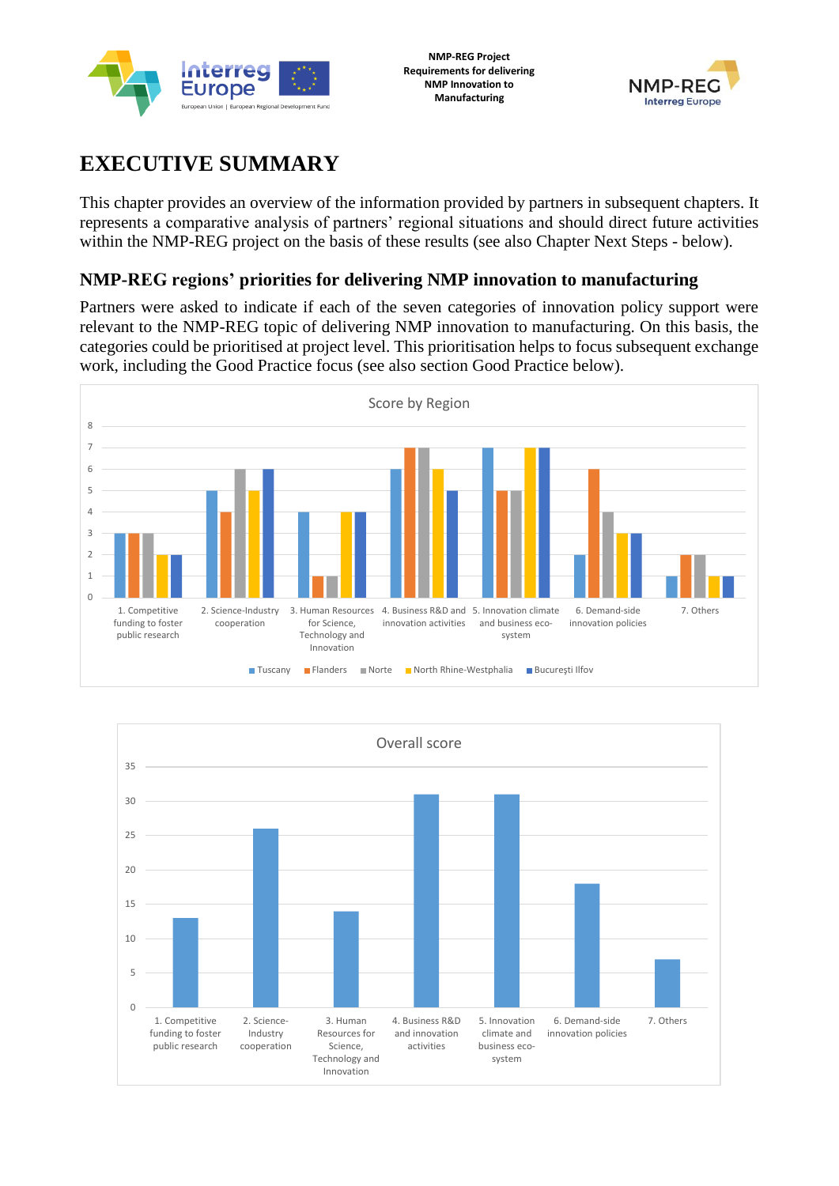# EXECUTIVE SUMMARY

This chapter provides an overview of the information provided by partners in subsequent chapters. It represents a comparative analysis of partners' regional situations and should direct future activities within the NMP-REG project on the basis of these results (see also Chapter Next Steps - below).

## NMP-REG regions' priorities for delivering NMP innovation to manufacturing

Partners were asked to indicate if each of the seven categories of innovation policy support were relevant to the NMP-REG topic of delivering NMP innovation to manufacturing. On this basis, the categories could be prioritised at project level. This prioritisation helps to focus subsequent exchange work, including the Good Practice focus (see also section Good Practice below).

**Score by Region**

| Category | Tuscany | Flanders | Norte | North Rhine-Westphalia | București Ilfov |
|---|---|---|---|---|---|
| 1. Competitive funding to foster public research | 3 | 3 | 3 | 2 | 2 |
| 2. Science-Industry cooperation | 5 | 4 | 6 | 5 | 6 |
| 3. Human Resources for Science, Technology and Innovation | 4 | 1 | 1 | 4 | 4 |
| 4. Business R&D and innovation activities | 6 | 7 | 7 | 6 | 5 |
| 5. Innovation climate and business eco-system | 7 | 5 | 5 | 7 | 7 |
| 6. Demand-side innovation policies | 2 | 6 | 4 | 3 | 3 |
| 7. Others | 1 | 2 | 2 | 1 | 1 |

**Overall score**

| Category | Overall score |
|---|---|
| 1. Competitive funding to foster public research | 13 |
| 2. Science-Industry cooperation | 26 |
| 3. Human Resources for Science, Technology and Innovation | 14 |
| 4. Business R&D and innovation activities | 31 |
| 5. Innovation climate and business eco-system | 31 |
| 6. Demand-side innovation policies | 18 |
| 7. Others | 7 |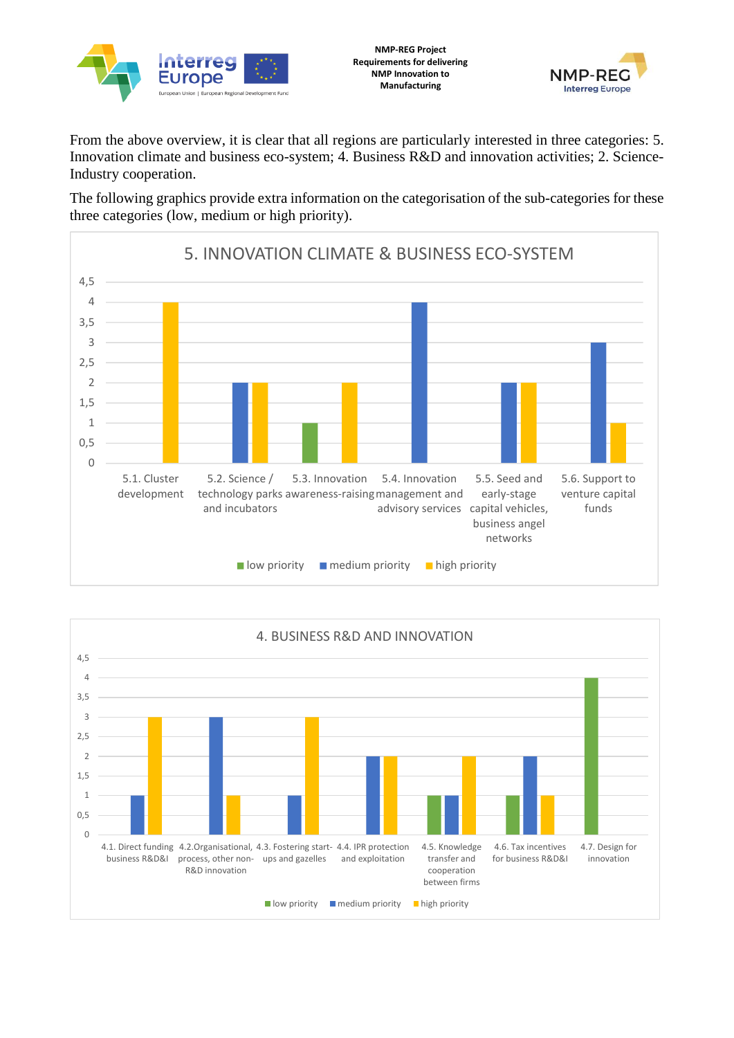From the above overview, it is clear that all regions are particularly interested in three categories: 5. Innovation climate and business eco-system; 4. Business R&D and innovation activities; 2. Science-Industry cooperation.

The following graphics provide extra information on the categorisation of the sub-categories for these three categories (low, medium or high priority).

**5. INNOVATION CLIMATE & BUSINESS ECO-SYSTEM**

| Sub-category | low priority | medium priority | high priority |
|---|---|---|---|
| 5.1. Cluster development | | | 4 |
| 5.2. Science / technology parks and incubators | | 2 | 2 |
| 5.3. Innovation awareness-raising | 1 | | 2 |
| 5.4. Innovation management and advisory services | | 4 | |
| 5.5. Seed and early-stage capital vehicles, business angel networks | | 2 | 2 |
| 5.6. Support to venture capital funds | | 3 | 1 |

**4. BUSINESS R&D AND INNOVATION**

| Sub-category | low priority | medium priority | high priority |
|---|---|---|---|
| 4.1. Direct funding business R&D&I | | 1 | 3 |
| 4.2.Organisational, process, other non-R&D innovation | | 3 | 1 |
| 4.3. Fostering start-ups and gazelles | | 1 | 3 |
| 4.4. IPR protection and exploitation | | 2 | 2 |
| 4.5. Knowledge transfer and cooperation between firms | 1 | 1 | 2 |
| 4.6. Tax incentives for business R&D&I | 1 | 2 | 1 |
| 4.7. Design for innovation | 4 | | |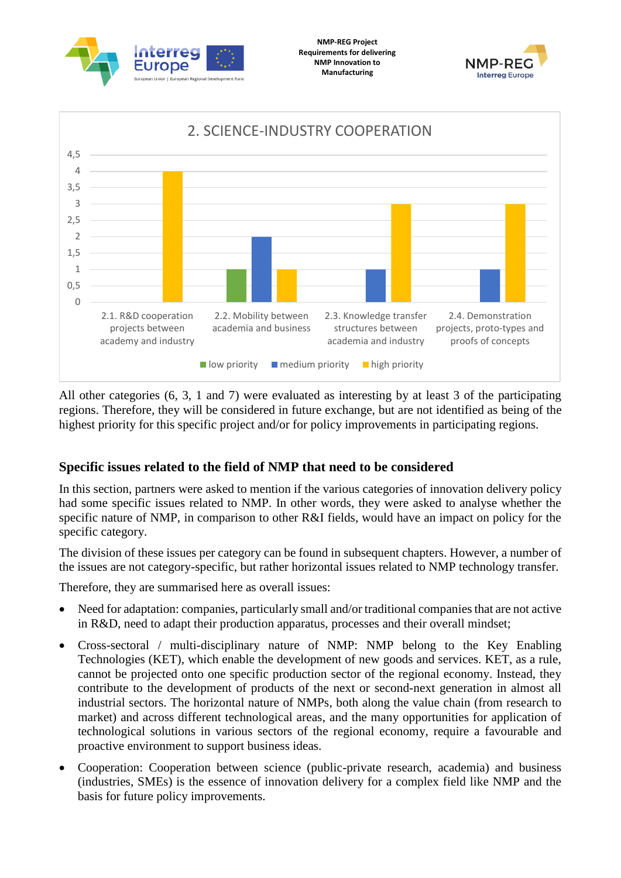2. SCIENCE-INDUSTRY COOPERATION

| Category | low priority | medium priority | high priority |
|---|---|---|---|
| 2.1. R&D cooperation projects between academy and industry | | | 4 |
| 2.2. Mobility between academia and business | 1 | 2 | 1 |
| 2.3. Knowledge transfer structures between academia and industry | | 1 | 3 |
| 2.4. Demonstration projects, proto-types and proofs of concepts | | 1 | 3 |

All other categories (6, 3, 1 and 7) were evaluated as interesting by at least 3 of the participating regions. Therefore, they will be considered in future exchange, but are not identified as being of the highest priority for this specific project and/or for policy improvements in participating regions.

## Specific issues related to the field of NMP that need to be considered

In this section, partners were asked to mention if the various categories of innovation delivery policy had some specific issues related to NMP. In other words, they were asked to analyse whether the specific nature of NMP, in comparison to other R&I fields, would have an impact on policy for the specific category.

The division of these issues per category can be found in subsequent chapters. However, a number of the issues are not category-specific, but rather horizontal issues related to NMP technology transfer.

Therefore, they are summarised here as overall issues:

- Need for adaptation: companies, particularly small and/or traditional companies that are not active in R&D, need to adapt their production apparatus, processes and their overall mindset;
- Cross-sectoral / multi-disciplinary nature of NMP: NMP belong to the Key Enabling Technologies (KET), which enable the development of new goods and services. KET, as a rule, cannot be projected onto one specific production sector of the regional economy. Instead, they contribute to the development of products of the next or second-next generation in almost all industrial sectors. The horizontal nature of NMPs, both along the value chain (from research to market) and across different technological areas, and the many opportunities for application of technological solutions in various sectors of the regional economy, require a favourable and proactive environment to support business ideas.
- Cooperation: Cooperation between science (public-private research, academia) and business (industries, SMEs) is the essence of innovation delivery for a complex field like NMP and the basis for future policy improvements.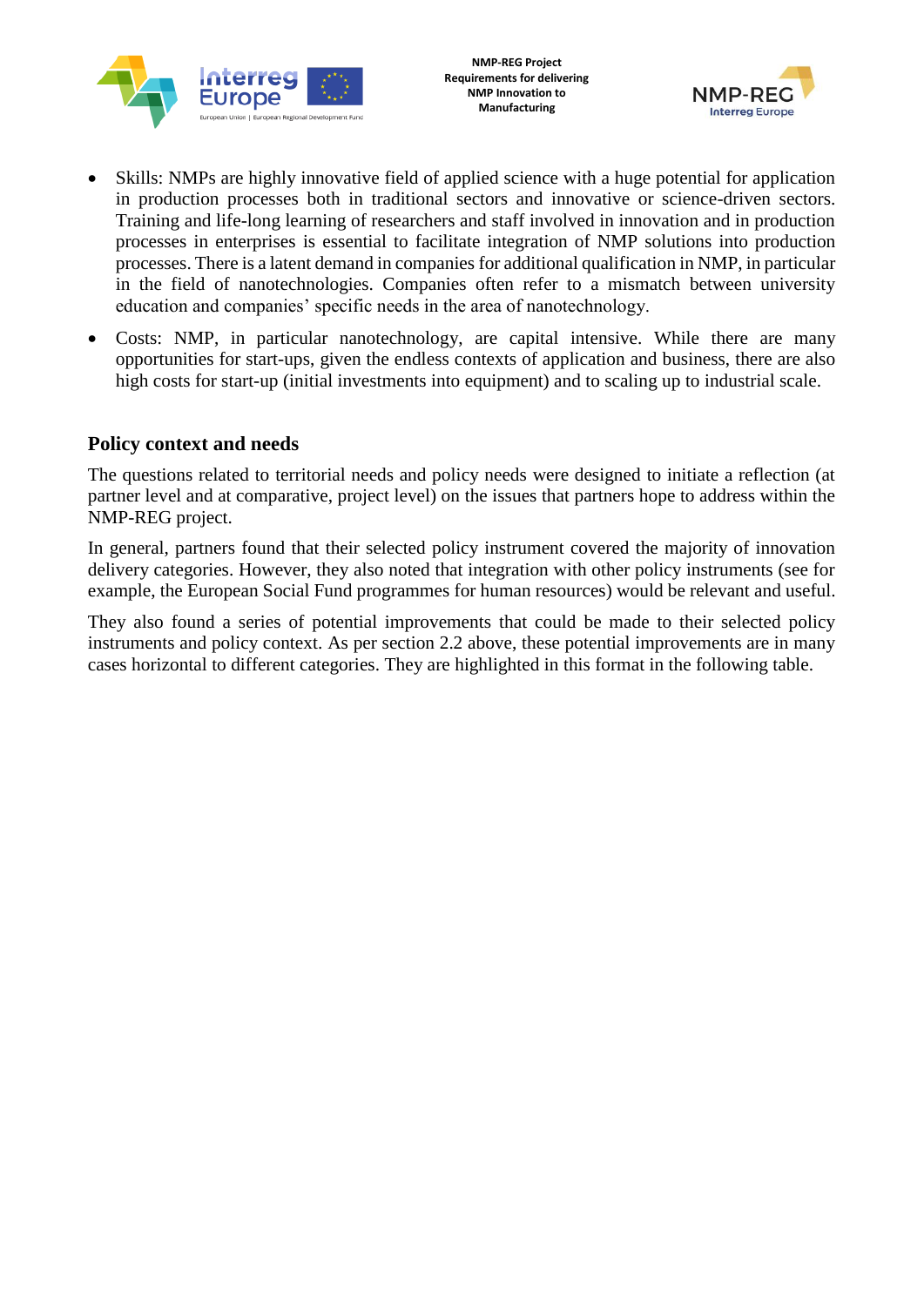- Skills: NMPs are highly innovative field of applied science with a huge potential for application in production processes both in traditional sectors and innovative or science-driven sectors. Training and life-long learning of researchers and staff involved in innovation and in production processes in enterprises is essential to facilitate integration of NMP solutions into production processes. There is a latent demand in companies for additional qualification in NMP, in particular in the field of nanotechnologies. Companies often refer to a mismatch between university education and companies' specific needs in the area of nanotechnology.
- Costs: NMP, in particular nanotechnology, are capital intensive. While there are many opportunities for start-ups, given the endless contexts of application and business, there are also high costs for start-up (initial investments into equipment) and to scaling up to industrial scale.

## Policy context and needs

The questions related to territorial needs and policy needs were designed to initiate a reflection (at partner level and at comparative, project level) on the issues that partners hope to address within the NMP-REG project.

In general, partners found that their selected policy instrument covered the majority of innovation delivery categories. However, they also noted that integration with other policy instruments (see for example, the European Social Fund programmes for human resources) would be relevant and useful.

They also found a series of potential improvements that could be made to their selected policy instruments and policy context. As per section 2.2 above, these potential improvements are in many cases horizontal to different categories. They are highlighted in this format in the following table.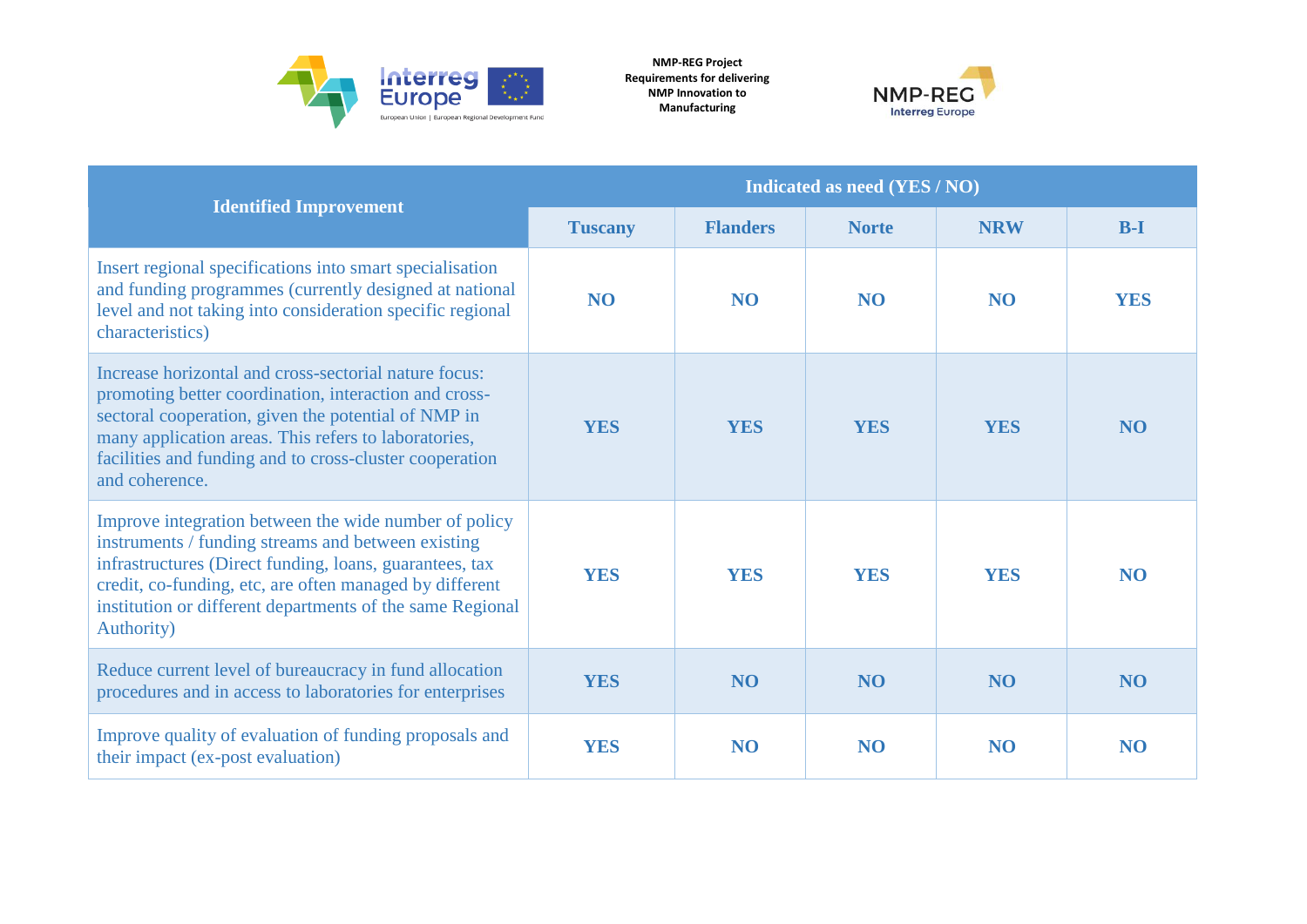| Identified Improvement | Indicated as need (YES / NO) | | | | |
|---|---|---|---|---|---|
| | Tuscany | Flanders | Norte | NRW | B-I |
| Insert regional specifications into smart specialisation and funding programmes (currently designed at national level and not taking into consideration specific regional characteristics) | NO | NO | NO | NO | YES |
| Increase horizontal and cross-sectorial nature focus: promoting better coordination, interaction and cross-sectoral cooperation, given the potential of NMP in many application areas. This refers to laboratories, facilities and funding and to cross-cluster cooperation and coherence. | YES | YES | YES | YES | NO |
| Improve integration between the wide number of policy instruments / funding streams and between existing infrastructures (Direct funding, loans, guarantees, tax credit, co-funding, etc, are often managed by different institution or different departments of the same Regional Authority) | YES | YES | YES | YES | NO |
| Reduce current level of bureaucracy in fund allocation procedures and in access to laboratories for enterprises | YES | NO | NO | NO | NO |
| Improve quality of evaluation of funding proposals and their impact (ex-post evaluation) | YES | NO | NO | NO | NO |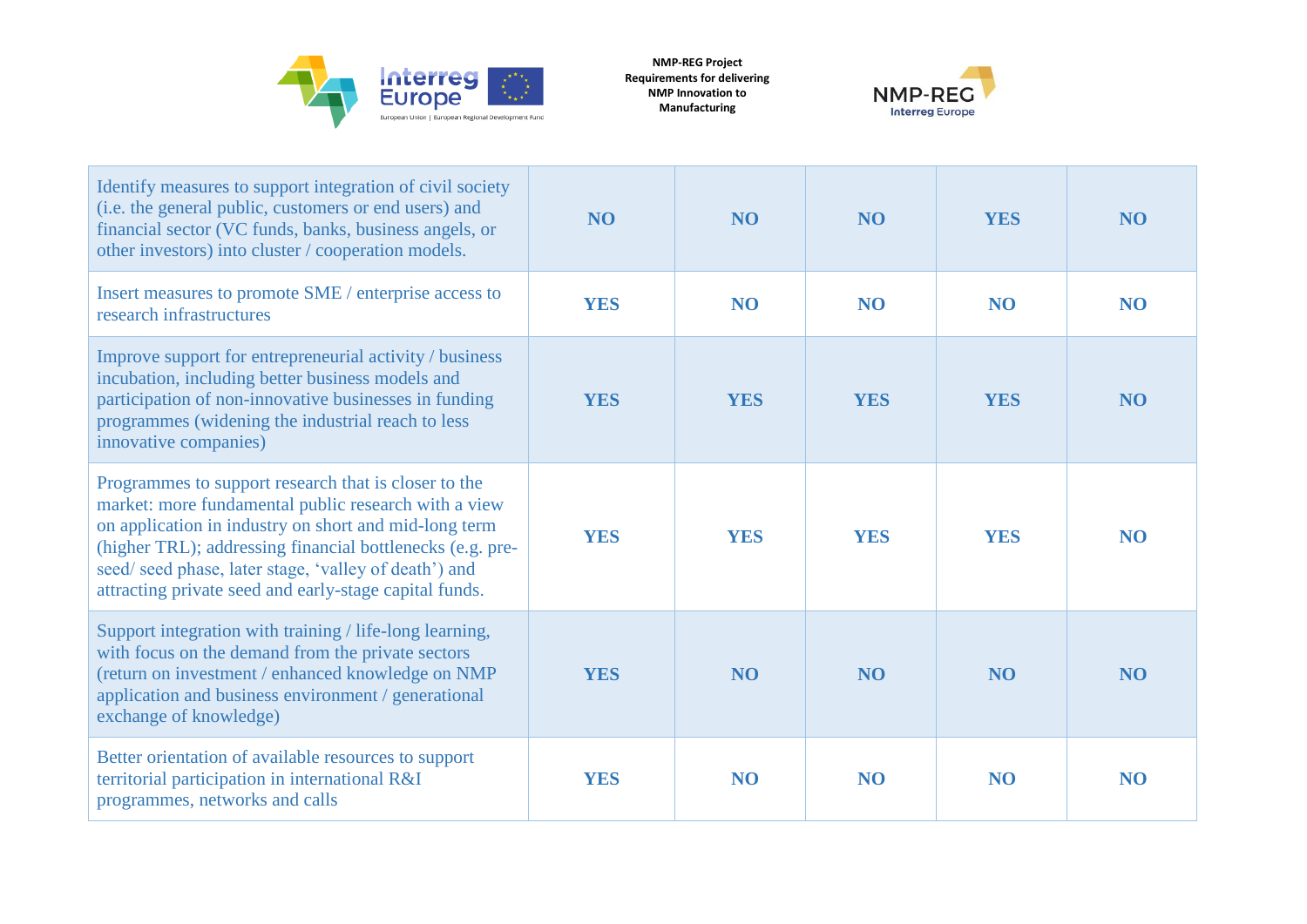| | | | | | |
|---|---|---|---|---|---|
| Identify measures to support integration of civil society (i.e. the general public, customers or end users) and financial sector (VC funds, banks, business angels, or other investors) into cluster / cooperation models. | **NO** | **NO** | **NO** | **YES** | **NO** |
| Insert measures to promote SME / enterprise access to research infrastructures | **YES** | **NO** | **NO** | **NO** | **NO** |
| Improve support for entrepreneurial activity / business incubation, including better business models and participation of non-innovative businesses in funding programmes (widening the industrial reach to less innovative companies) | **YES** | **YES** | **YES** | **YES** | **NO** |
| Programmes to support research that is closer to the market: more fundamental public research with a view on application in industry on short and mid-long term (higher TRL); addressing financial bottlenecks (e.g. pre-seed/ seed phase, later stage, 'valley of death') and attracting private seed and early-stage capital funds. | **YES** | **YES** | **YES** | **YES** | **NO** |
| Support integration with training / life-long learning, with focus on the demand from the private sectors (return on investment / enhanced knowledge on NMP application and business environment / generational exchange of knowledge) | **YES** | **NO** | **NO** | **NO** | **NO** |
| Better orientation of available resources to support territorial participation in international R&I programmes, networks and calls | **YES** | **NO** | **NO** | **NO** | **NO** |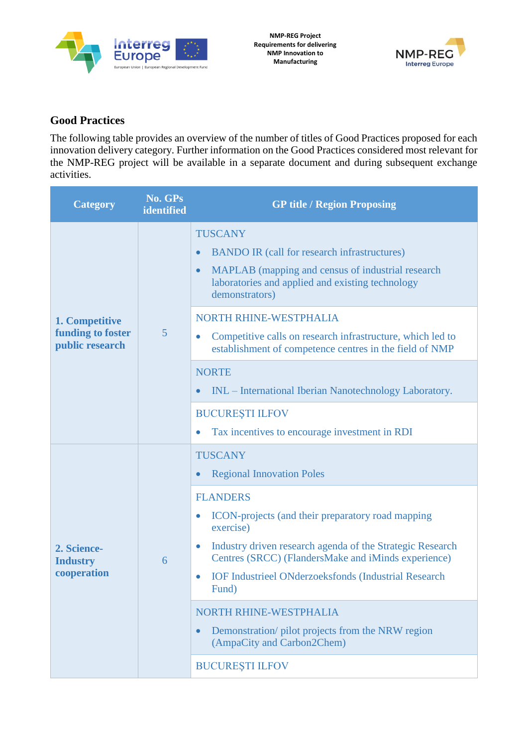## Good Practices

The following table provides an overview of the number of titles of Good Practices proposed for each innovation delivery category. Further information on the Good Practices considered most relevant for the NMP-REG project will be available in a separate document and during subsequent exchange activities.

| Category | No. GPs identified | GP title / Region Proposing |
|---|---|---|
| **1. Competitive funding to foster public research** | 5 | TUSCANY<br>• BANDO IR (call for research infrastructures)<br>• MAPLAB (mapping and census of industrial research laboratories and applied and existing technology demonstrators) |
| | | NORTH RHINE-WESTPHALIA<br>• Competitive calls on research infrastructure, which led to establishment of competence centres in the field of NMP |
| | | NORTE<br>• INL – International Iberian Nanotechnology Laboratory. |
| | | BUCUREŞTI ILFOV<br>• Tax incentives to encourage investment in RDI |
| **2. Science-Industry cooperation** | 6 | TUSCANY<br>• Regional Innovation Poles |
| | | FLANDERS<br>• ICON-projects (and their preparatory road mapping exercise)<br>• Industry driven research agenda of the Strategic Research Centres (SRCC) (FlandersMake and iMinds experience)<br>• IOF Industrieel ONderzoeksfonds (Industrial Research Fund) |
| | | NORTH RHINE-WESTPHALIA<br>• Demonstration/ pilot projects from the NRW region (AmpaCity and Carbon2Chem) |
| | | BUCUREŞTI ILFOV |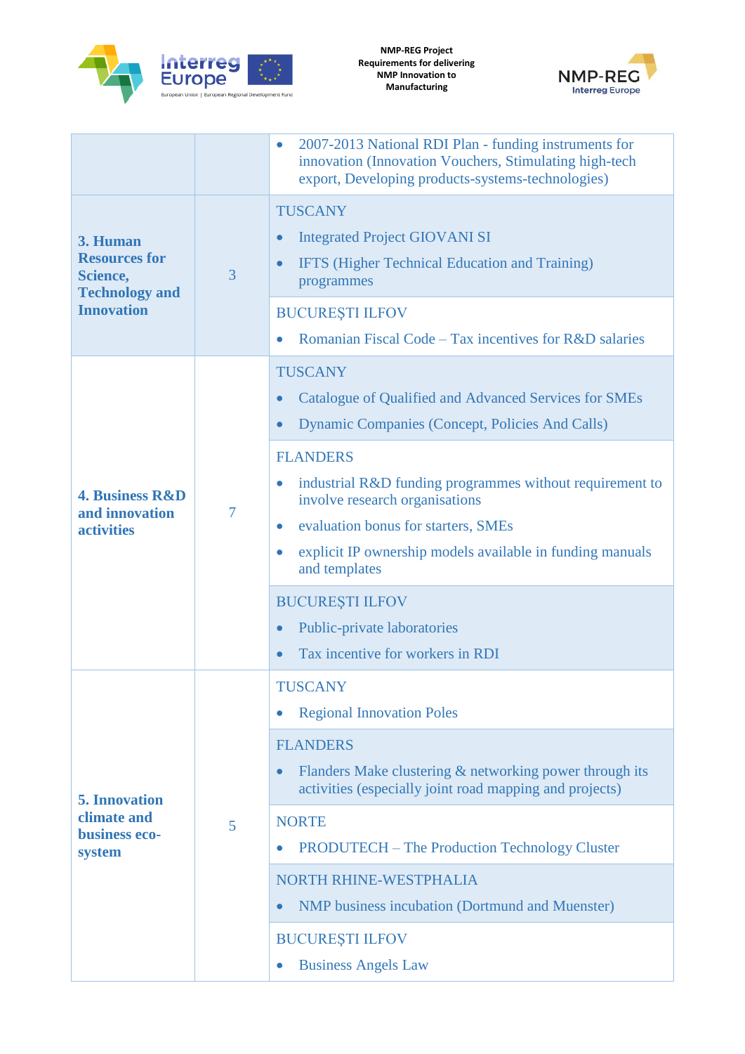| | | |
|---|---|---|
| | | • 2007-2013 National RDI Plan - funding instruments for innovation (Innovation Vouchers, Stimulating high-tech export, Developing products-systems-technologies) |
| **3. Human Resources for Science, Technology and Innovation** | 3 | TUSCANY<br>• Integrated Project GIOVANI SI<br>• IFTS (Higher Technical Education and Training) programmes |
| | | BUCUREŞTI ILFOV<br>• Romanian Fiscal Code – Tax incentives for R&D salaries |
| **4. Business R&D and innovation activities** | 7 | TUSCANY<br>• Catalogue of Qualified and Advanced Services for SMEs<br>• Dynamic Companies (Concept, Policies And Calls) |
| | | FLANDERS<br>• industrial R&D funding programmes without requirement to involve research organisations<br>• evaluation bonus for starters, SMEs<br>• explicit IP ownership models available in funding manuals and templates |
| | | BUCUREŞTI ILFOV<br>• Public-private laboratories<br>• Tax incentive for workers in RDI |
| **5. Innovation climate and business eco-system** | 5 | TUSCANY<br>• Regional Innovation Poles |
| | | FLANDERS<br>• Flanders Make clustering & networking power through its activities (especially joint road mapping and projects) |
| | | NORTE<br>• PRODUTECH – The Production Technology Cluster |
| | | NORTH RHINE-WESTPHALIA<br>• NMP business incubation (Dortmund and Muenster) |
| | | BUCUREŞTI ILFOV<br>• Business Angels Law |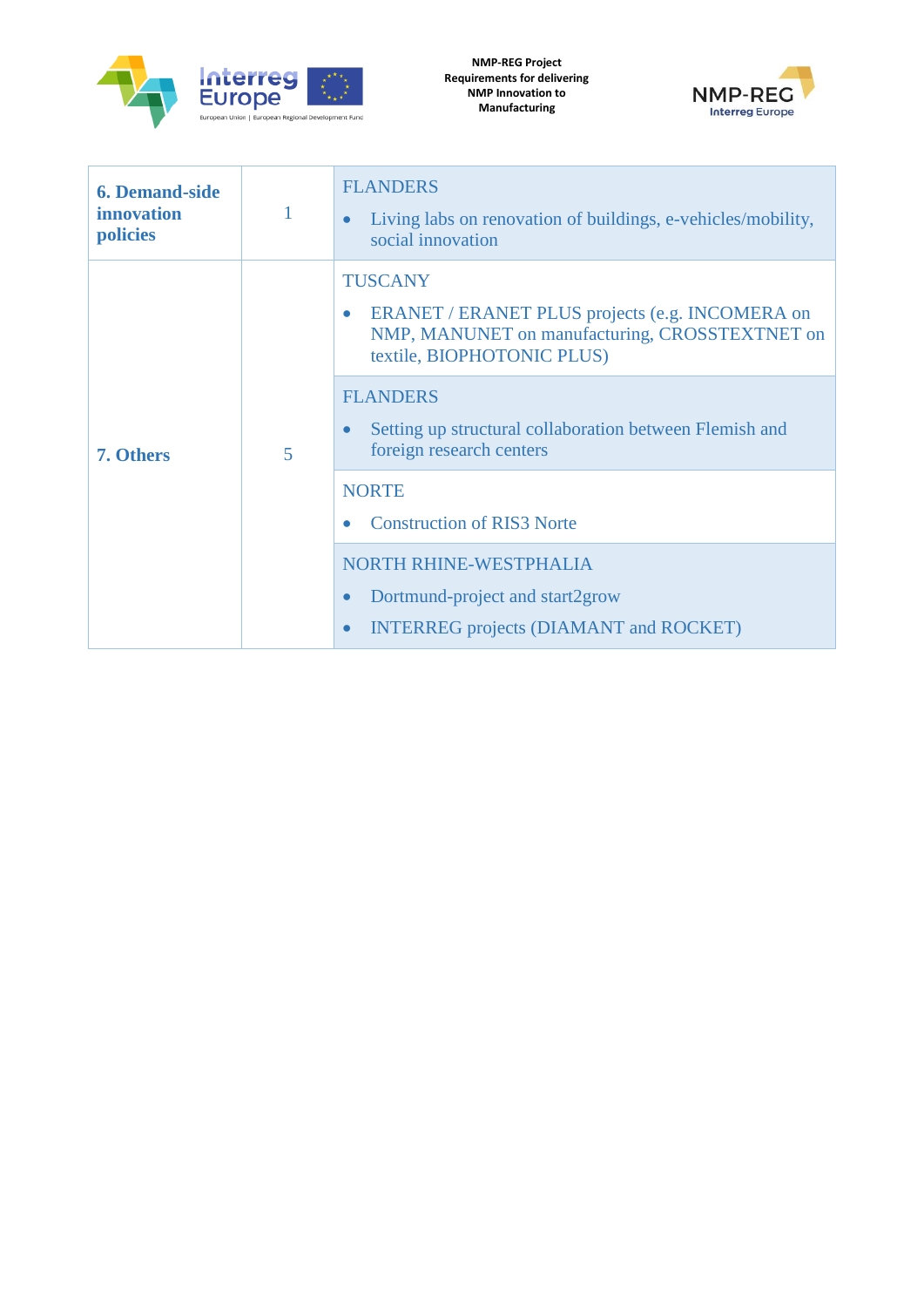| | | |
|---|---|---|
| **6. Demand-side innovation policies** | 1 | FLANDERS<br>• Living labs on renovation of buildings, e-vehicles/mobility, social innovation |
| **7. Others** | 5 | TUSCANY<br>• ERANET / ERANET PLUS projects (e.g. INCOMERA on NMP, MANUNET on manufacturing, CROSSTEXTNET on textile, BIOPHOTONIC PLUS) |
| | | FLANDERS<br>• Setting up structural collaboration between Flemish and foreign research centers |
| | | NORTE<br>• Construction of RIS3 Norte |
| | | NORTH RHINE-WESTPHALIA<br>• Dortmund-project and start2grow<br>• INTERREG projects (DIAMANT and ROCKET) |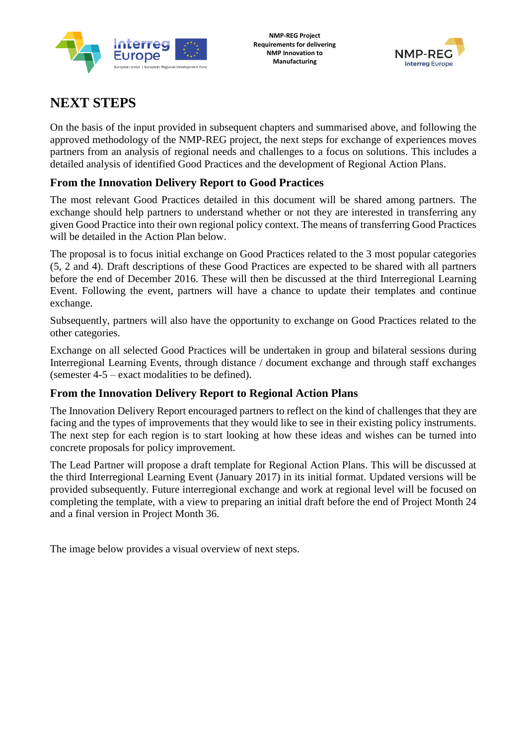# NEXT STEPS

On the basis of the input provided in subsequent chapters and summarised above, and following the approved methodology of the NMP-REG project, the next steps for exchange of experiences moves partners from an analysis of regional needs and challenges to a focus on solutions. This includes a detailed analysis of identified Good Practices and the development of Regional Action Plans.

## From the Innovation Delivery Report to Good Practices

The most relevant Good Practices detailed in this document will be shared among partners. The exchange should help partners to understand whether or not they are interested in transferring any given Good Practice into their own regional policy context. The means of transferring Good Practices will be detailed in the Action Plan below.

The proposal is to focus initial exchange on Good Practices related to the 3 most popular categories (5, 2 and 4). Draft descriptions of these Good Practices are expected to be shared with all partners before the end of December 2016. These will then be discussed at the third Interregional Learning Event. Following the event, partners will have a chance to update their templates and continue exchange.

Subsequently, partners will also have the opportunity to exchange on Good Practices related to the other categories.

Exchange on all selected Good Practices will be undertaken in group and bilateral sessions during Interregional Learning Events, through distance / document exchange and through staff exchanges (semester 4-5 – exact modalities to be defined).

## From the Innovation Delivery Report to Regional Action Plans

The Innovation Delivery Report encouraged partners to reflect on the kind of challenges that they are facing and the types of improvements that they would like to see in their existing policy instruments. The next step for each region is to start looking at how these ideas and wishes can be turned into concrete proposals for policy improvement.

The Lead Partner will propose a draft template for Regional Action Plans. This will be discussed at the third Interregional Learning Event (January 2017) in its initial format. Updated versions will be provided subsequently. Future interregional exchange and work at regional level will be focused on completing the template, with a view to preparing an initial draft before the end of Project Month 24 and a final version in Project Month 36.

The image below provides a visual overview of next steps.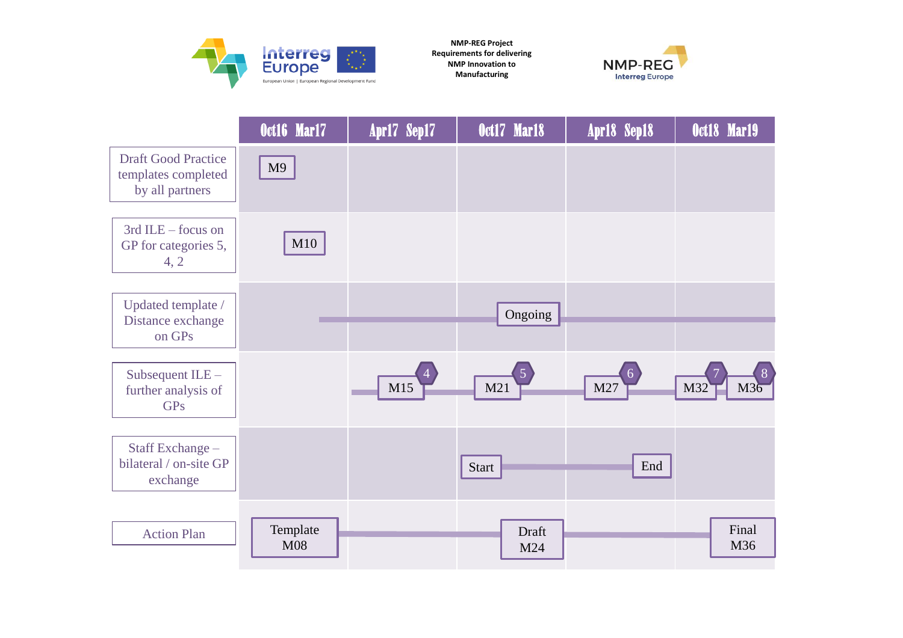NMP-REG Project
Requirements for delivering
NMP Innovation to
Manufacturing

NMP-REG
Interreg Europe

Oct16 Mar17

Apr17 Sep17

Oct17 Mar18

Apr18 Sep18

Oct18 Mar19

Draft Good Practice templates completed by all partners

M9

3rd ILE – focus on GP for categories 5, 4, 2

M10

Updated template / Distance exchange on GPs

Ongoing

Subsequent ILE – further analysis of GPs

M15

4

M21

5

M27

6

M32

7

M36

8

Staff Exchange – bilateral / on-site GP exchange

Start

End

Action Plan

Template M08

Draft M24

Final M36